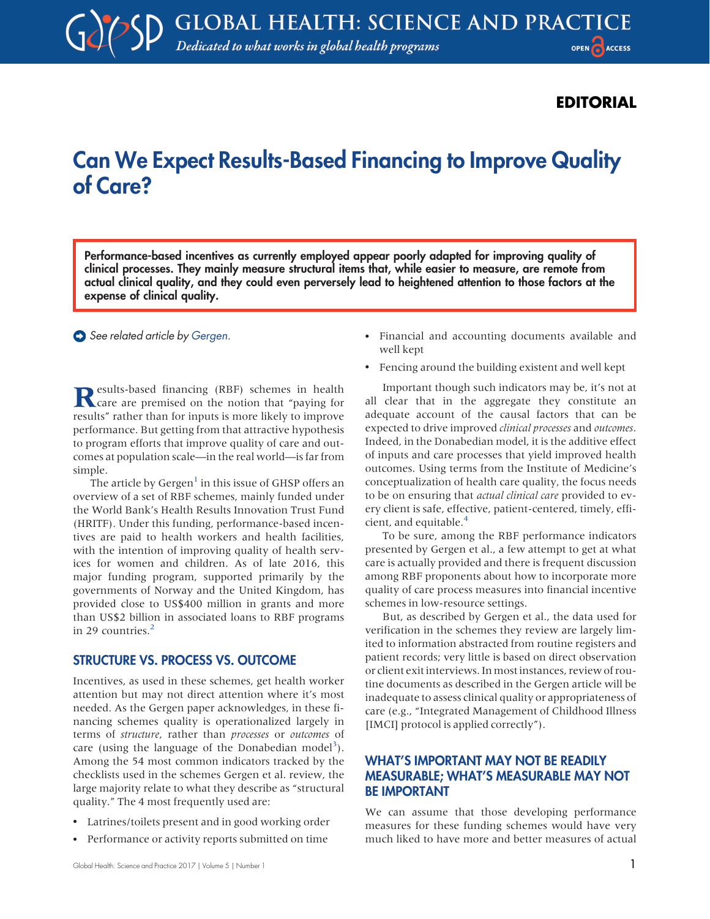EDITORIAL

# Can We Expect Results-Based Financing to Improve Quality of Care?

**Performance-based incentives as currently employed appear poorly adapted for improving quality of clinical processes. They mainly measure structural items that, while easier to measure, are remote from actual clinical quality, and they could even perversely lead to heightened attention to those factors at the expense of clinical quality.**

*See related article by Gergen.*

Results-based financing (RBF) schemes in health care are premised on the notion that "paying for results" rather than for inputs is more likely to improve performance. But getting from that attractive hypothesis to program efforts that improve quality of care and outcomes at population scale—in the real world—is far from simple.

The article by Gergen[1] in this issue of GHSP offers an overview of a set of RBF schemes, mainly funded under the World Bank's Health Results Innovation Trust Fund (HRITF). Under this funding, performance-based incentives are paid to health workers and health facilities, with the intention of improving quality of health services for women and children. As of late 2016, this major funding program, supported primarily by the governments of Norway and the United Kingdom, has provided close to US$400 million in grants and more than US$2 billion in associated loans to RBF programs in 29 countries.[2]

## STRUCTURE VS. PROCESS VS. OUTCOME

Incentives, as used in these schemes, get health worker attention but may not direct attention where it's most needed. As the Gergen paper acknowledges, in these financing schemes quality is operationalized largely in terms of *structure*, rather than *processes* or *outcomes* of care (using the language of the Donabedian model[3]). Among the 54 most common indicators tracked by the checklists used in the schemes Gergen et al. review, the large majority relate to what they describe as "structural quality." The 4 most frequently used are:

- Latrines/toilets present and in good working order
- Performance or activity reports submitted on time
- Financial and accounting documents available and well kept
- Fencing around the building existent and well kept

Important though such indicators may be, it's not at all clear that in the aggregate they constitute an adequate account of the causal factors that can be expected to drive improved *clinical processes* and *outcomes*. Indeed, in the Donabedian model, it is the additive effect of inputs and care processes that yield improved health outcomes. Using terms from the Institute of Medicine's conceptualization of health care quality, the focus needs to be on ensuring that *actual clinical care* provided to every client is safe, effective, patient-centered, timely, efficient, and equitable.[4]

To be sure, among the RBF performance indicators presented by Gergen et al., a few attempt to get at what care is actually provided and there is frequent discussion among RBF proponents about how to incorporate more quality of care process measures into financial incentive schemes in low-resource settings.

But, as described by Gergen et al., the data used for verification in the schemes they review are largely limited to information abstracted from routine registers and patient records; very little is based on direct observation or client exit interviews. In most instances, review of routine documents as described in the Gergen article will be inadequate to assess clinical quality or appropriateness of care (e.g., "Integrated Management of Childhood Illness [IMCI] protocol is applied correctly").

## WHAT'S IMPORTANT MAY NOT BE READILY MEASURABLE; WHAT'S MEASURABLE MAY NOT BE IMPORTANT

We can assume that those developing performance measures for these funding schemes would have very much liked to have more and better measures of actual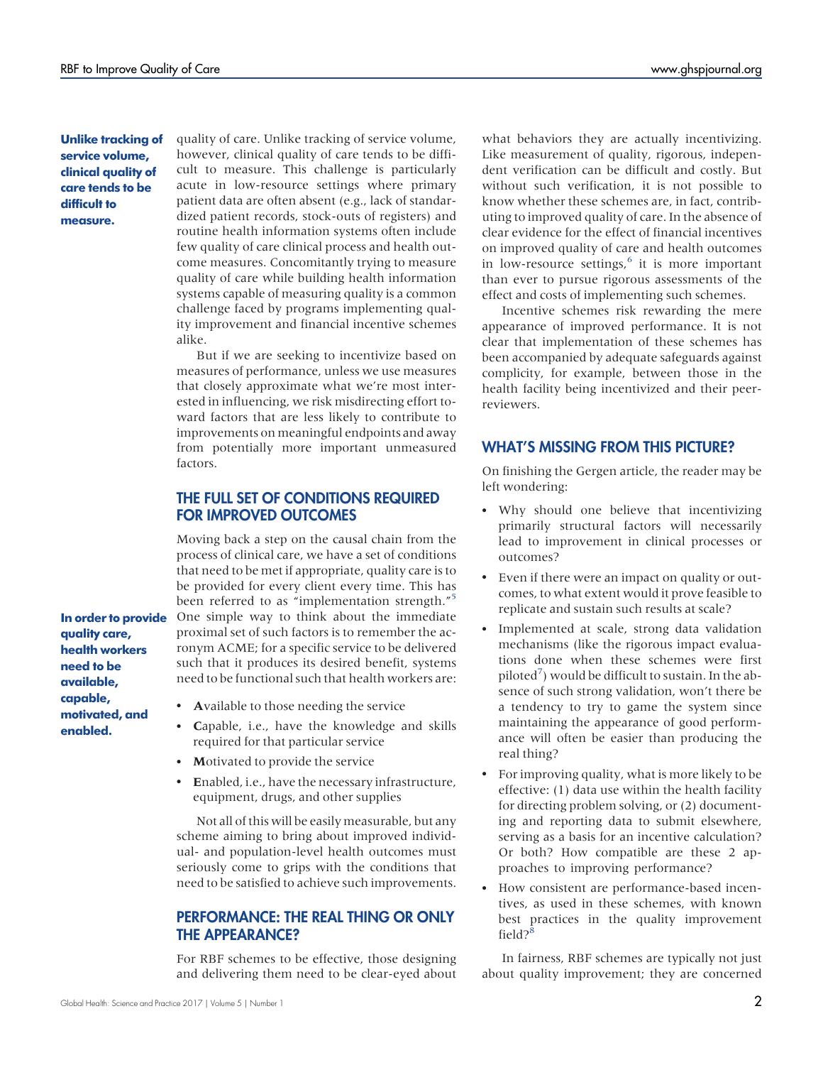**Unlike tracking of service volume, clinical quality of care tends to be difficult to measure.**

quality of care. Unlike tracking of service volume, however, clinical quality of care tends to be difficult to measure. This challenge is particularly acute in low-resource settings where primary patient data are often absent (e.g., lack of standardized patient records, stock-outs of registers) and routine health information systems often include few quality of care clinical process and health outcome measures. Concomitantly trying to measure quality of care while building health information systems capable of measuring quality is a common challenge faced by programs implementing quality improvement and financial incentive schemes alike.

But if we are seeking to incentivize based on measures of performance, unless we use measures that closely approximate what we're most interested in influencing, we risk misdirecting effort toward factors that are less likely to contribute to improvements on meaningful endpoints and away from potentially more important unmeasured factors.

## THE FULL SET OF CONDITIONS REQUIRED FOR IMPROVED OUTCOMES

Moving back a step on the causal chain from the process of clinical care, we have a set of conditions that need to be met if appropriate, quality care is to be provided for every client every time. This has been referred to as "implementation strength."[5] One simple way to think about the immediate proximal set of such factors is to remember the acronym ACME; for a specific service to be delivered such that it produces its desired benefit, systems need to be functional such that health workers are:

**In order to provide quality care, health workers need to be available, capable, motivated, and enabled.**

- **A**vailable to those needing the service
- **C**apable, i.e., have the knowledge and skills required for that particular service
- **M**otivated to provide the service
- **E**nabled, i.e., have the necessary infrastructure, equipment, drugs, and other supplies

Not all of this will be easily measurable, but any scheme aiming to bring about improved individual- and population-level health outcomes must seriously come to grips with the conditions that need to be satisfied to achieve such improvements.

## PERFORMANCE: THE REAL THING OR ONLY THE APPEARANCE?

For RBF schemes to be effective, those designing and delivering them need to be clear-eyed about what behaviors they are actually incentivizing. Like measurement of quality, rigorous, independent verification can be difficult and costly. But without such verification, it is not possible to know whether these schemes are, in fact, contributing to improved quality of care. In the absence of clear evidence for the effect of financial incentives on improved quality of care and health outcomes in low-resource settings,[6] it is more important than ever to pursue rigorous assessments of the effect and costs of implementing such schemes.

Incentive schemes risk rewarding the mere appearance of improved performance. It is not clear that implementation of these schemes has been accompanied by adequate safeguards against complicity, for example, between those in the health facility being incentivized and their peer-reviewers.

## WHAT'S MISSING FROM THIS PICTURE?

On finishing the Gergen article, the reader may be left wondering:

- Why should one believe that incentivizing primarily structural factors will necessarily lead to improvement in clinical processes or outcomes?
- Even if there were an impact on quality or outcomes, to what extent would it prove feasible to replicate and sustain such results at scale?
- Implemented at scale, strong data validation mechanisms (like the rigorous impact evaluations done when these schemes were first piloted[7]) would be difficult to sustain. In the absence of such strong validation, won't there be a tendency to try to game the system since maintaining the appearance of good performance will often be easier than producing the real thing?
- For improving quality, what is more likely to be effective: (1) data use within the health facility for directing problem solving, or (2) documenting and reporting data to submit elsewhere, serving as a basis for an incentive calculation? Or both? How compatible are these 2 approaches to improving performance?
- How consistent are performance-based incentives, as used in these schemes, with known best practices in the quality improvement field?[8]

In fairness, RBF schemes are typically not just about quality improvement; they are concerned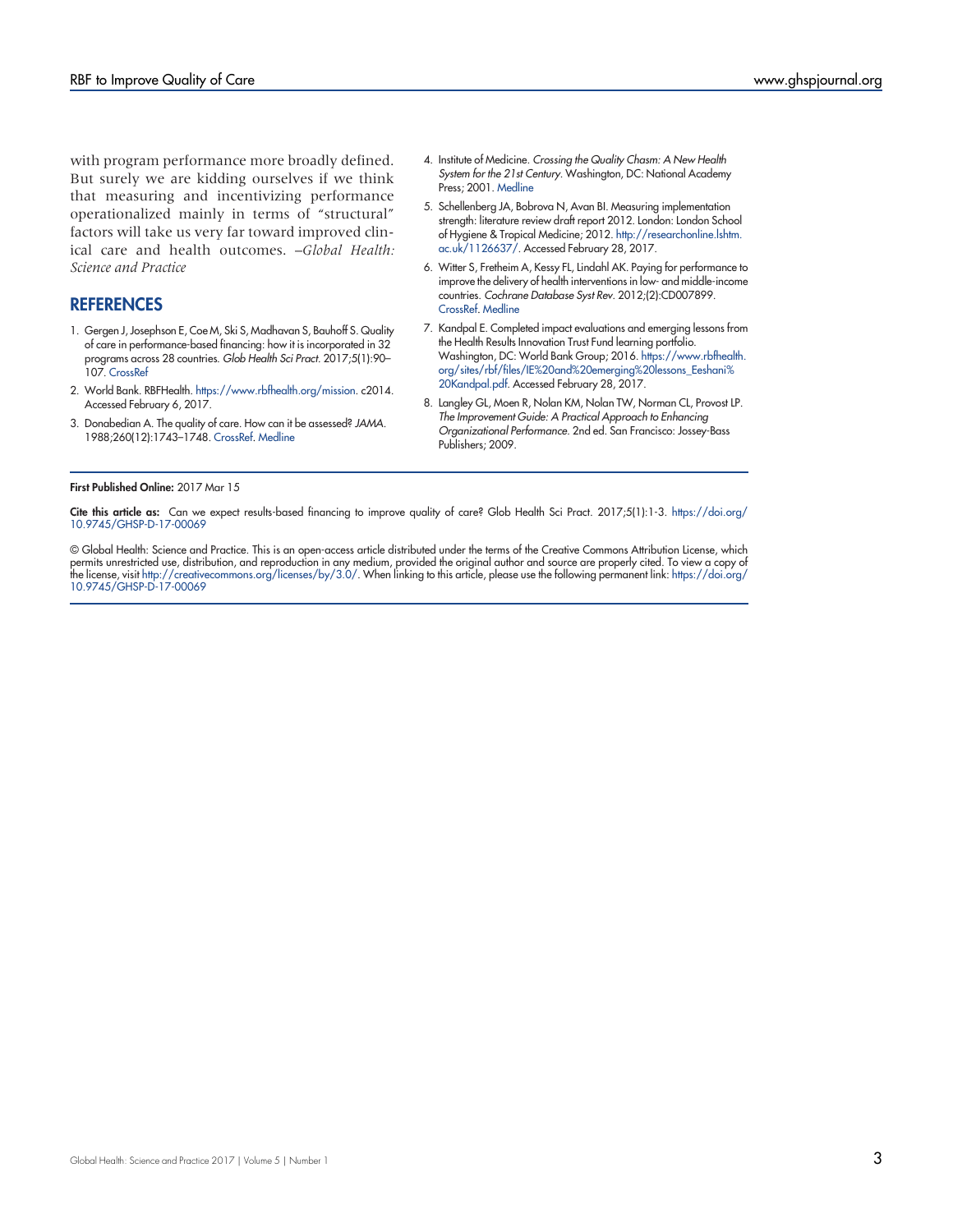with program performance more broadly defined. But surely we are kidding ourselves if we think that measuring and incentivizing performance operationalized mainly in terms of "structural" factors will take us very far toward improved clinical care and health outcomes. *–Global Health: Science and Practice*

## REFERENCES

1. Gergen J, Josephson E, Coe M, Ski S, Madhavan S, Bauhoff S. Quality of care in performance-based financing: how it is incorporated in 32 programs across 28 countries. *Glob Health Sci Pract.* 2017;5(1):90–107. CrossRef
2. World Bank. RBFHealth. https://www.rbfhealth.org/mission. c2014. Accessed February 6, 2017.
3. Donabedian A. The quality of care. How can it be assessed? *JAMA.* 1988;260(12):1743–1748. CrossRef. Medline
4. Institute of Medicine. *Crossing the Quality Chasm: A New Health System for the 21st Century.* Washington, DC: National Academy Press; 2001. Medline
5. Schellenberg JA, Bobrova N, Avan BI. Measuring implementation strength: literature review draft report 2012. London: London School of Hygiene & Tropical Medicine; 2012. http://researchonline.lshtm.ac.uk/1126637/. Accessed February 28, 2017.
6. Witter S, Fretheim A, Kessy FL, Lindahl AK. Paying for performance to improve the delivery of health interventions in low- and middle-income countries. *Cochrane Database Syst Rev.* 2012;(2):CD007899. CrossRef. Medline
7. Kandpal E. Completed impact evaluations and emerging lessons from the Health Results Innovation Trust Fund learning portfolio. Washington, DC: World Bank Group; 2016. https://www.rbfhealth.org/sites/rbf/files/IE%20and%20emerging%20lessons_Eeshani%20Kandpal.pdf. Accessed February 28, 2017.
8. Langley GL, Moen R, Nolan KM, Nolan TW, Norman CL, Provost LP. *The Improvement Guide: A Practical Approach to Enhancing Organizational Performance.* 2nd ed. San Francisco: Jossey-Bass Publishers; 2009.

---

**First Published Online:** 2017 Mar 15

**Cite this article as:** Can we expect results-based financing to improve quality of care? Glob Health Sci Pract. 2017;5(1):1-3. https://doi.org/10.9745/GHSP-D-17-00069

© Global Health: Science and Practice. This is an open-access article distributed under the terms of the Creative Commons Attribution License, which permits unrestricted use, distribution, and reproduction in any medium, provided the original author and source are properly cited. To view a copy of the license, visit http://creativecommons.org/licenses/by/3.0/. When linking to this article, please use the following permanent link: https://doi.org/10.9745/GHSP-D-17-00069